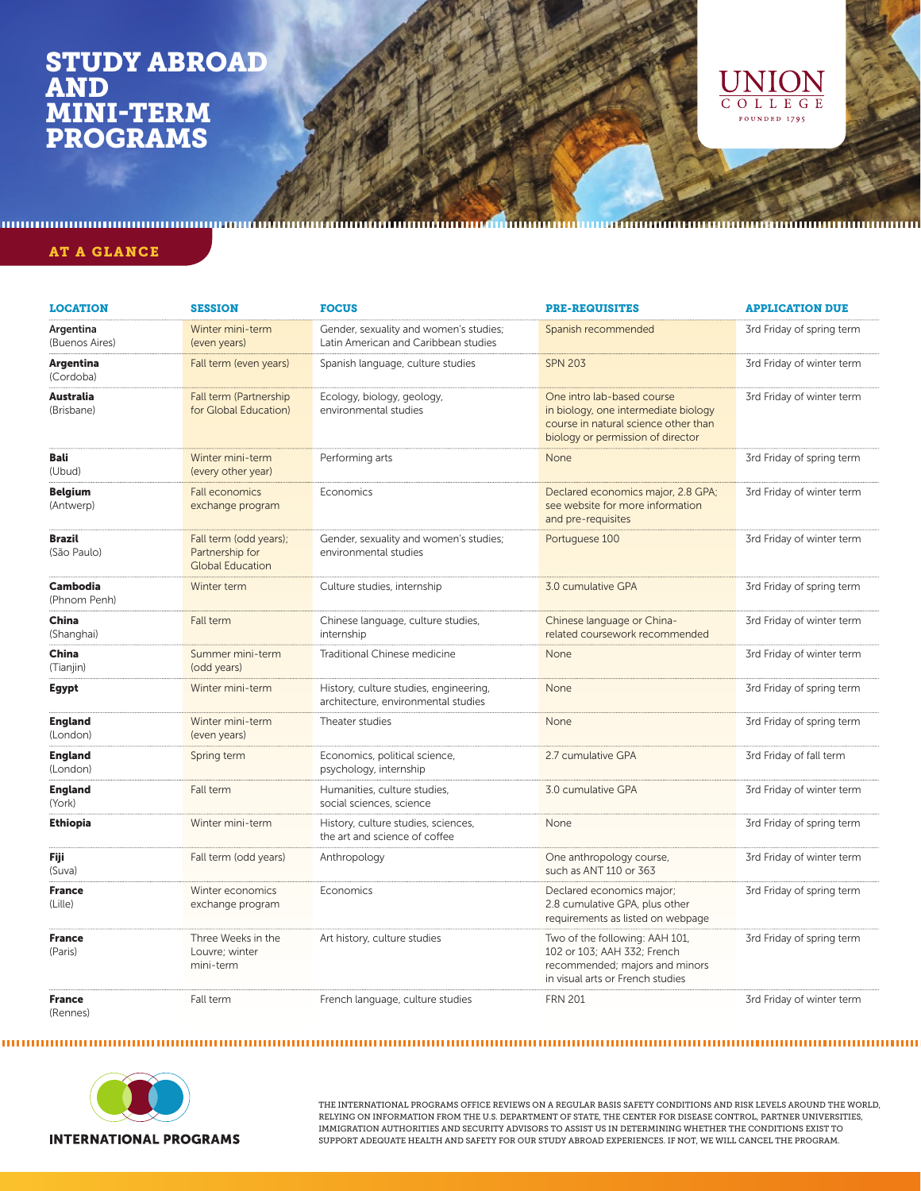# STUDY ABROAD AND MINI-TERM PROGRAMS

UNION COLLEGE
FOUNDED 1795

## AT A GLANCE

| LOCATION | SESSION | FOCUS | PRE-REQUISITES | APPLICATION DUE |
|---|---|---|---|---|
| **Argentina** (Buenos Aires) | Winter mini-term (even years) | Gender, sexuality and women's studies; Latin American and Caribbean studies | Spanish recommended | 3rd Friday of spring term |
| **Argentina** (Cordoba) | Fall term (even years) | Spanish language, culture studies | SPN 203 | 3rd Friday of winter term |
| **Australia** (Brisbane) | Fall term (Partnership for Global Education) | Ecology, biology, geology, environmental studies | One intro lab-based course in biology, one intermediate biology course in natural science other than biology or permission of director | 3rd Friday of winter term |
| **Bali** (Ubud) | Winter mini-term (every other year) | Performing arts | None | 3rd Friday of spring term |
| **Belgium** (Antwerp) | Fall economics exchange program | Economics | Declared economics major, 2.8 GPA; see website for more information and pre-requisites | 3rd Friday of winter term |
| **Brazil** (São Paulo) | Fall term (odd years); Partnership for Global Education | Gender, sexuality and women's studies; environmental studies | Portuguese 100 | 3rd Friday of winter term |
| **Cambodia** (Phnom Penh) | Winter term | Culture studies, internship | 3.0 cumulative GPA | 3rd Friday of spring term |
| **China** (Shanghai) | Fall term | Chinese language, culture studies, internship | Chinese language or China-related coursework recommended | 3rd Friday of winter term |
| **China** (Tianjin) | Summer mini-term (odd years) | Traditional Chinese medicine | None | 3rd Friday of winter term |
| **Egypt** | Winter mini-term | History, culture studies, engineering, architecture, environmental studies | None | 3rd Friday of spring term |
| **England** (London) | Winter mini-term (even years) | Theater studies | None | 3rd Friday of spring term |
| **England** (London) | Spring term | Economics, political science, psychology, internship | 2.7 cumulative GPA | 3rd Friday of fall term |
| **England** (York) | Fall term | Humanities, culture studies, social sciences, science | 3.0 cumulative GPA | 3rd Friday of winter term |
| **Ethiopia** | Winter mini-term | History, culture studies, sciences, the art and science of coffee | None | 3rd Friday of spring term |
| **Fiji** (Suva) | Fall term (odd years) | Anthropology | One anthropology course, such as ANT 110 or 363 | 3rd Friday of winter term |
| **France** (Lille) | Winter economics exchange program | Economics | Declared economics major; 2.8 cumulative GPA, plus other requirements as listed on webpage | 3rd Friday of spring term |
| **France** (Paris) | Three Weeks in the Louvre; winter mini-term | Art history, culture studies | Two of the following: AAH 101, 102 or 103; AAH 332; French recommended; majors and minors in visual arts or French studies | 3rd Friday of spring term |
| **France** (Rennes) | Fall term | French language, culture studies | FRN 201 | 3rd Friday of winter term |

INTERNATIONAL PROGRAMS

THE INTERNATIONAL PROGRAMS OFFICE REVIEWS ON A REGULAR BASIS SAFETY CONDITIONS AND RISK LEVELS AROUND THE WORLD, RELYING ON INFORMATION FROM THE U.S. DEPARTMENT OF STATE, THE CENTER FOR DISEASE CONTROL, PARTNER UNIVERSITIES, IMMIGRATION AUTHORITIES AND SECURITY ADVISORS TO ASSIST US IN DETERMINING WHETHER THE CONDITIONS EXIST TO SUPPORT ADEQUATE HEALTH AND SAFETY FOR OUR STUDY ABROAD EXPERIENCES. IF NOT, WE WILL CANCEL THE PROGRAM.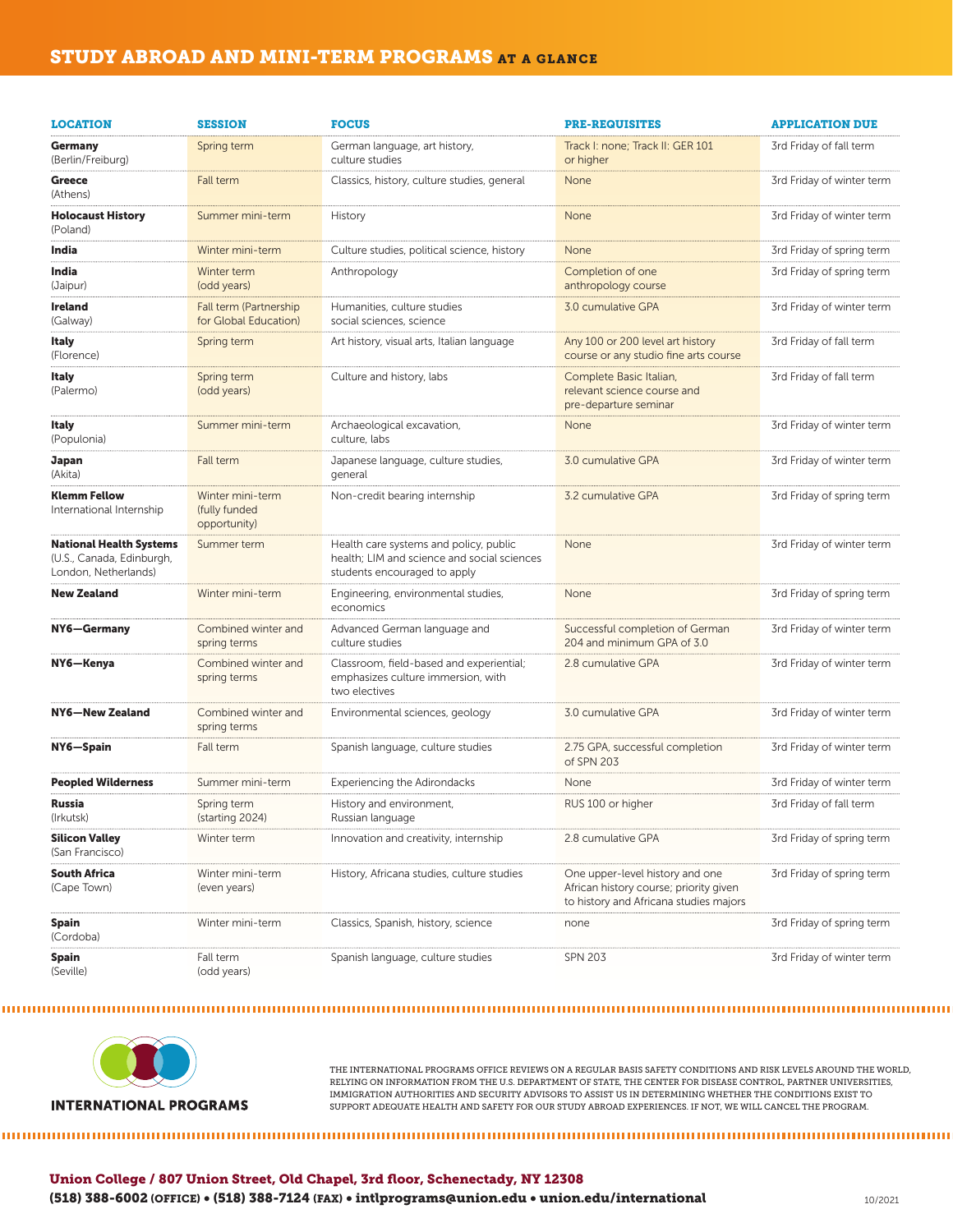## STUDY ABROAD AND MINI-TERM PROGRAMS AT A GLANCE

| LOCATION | SESSION | FOCUS | PRE-REQUISITES | APPLICATION DUE |
|---|---|---|---|---|
| **Germany** (Berlin/Freiburg) | Spring term | German language, art history, culture studies | Track I: none; Track II: GER 101 or higher | 3rd Friday of fall term |
| **Greece** (Athens) | Fall term | Classics, history, culture studies, general | None | 3rd Friday of winter term |
| **Holocaust History** (Poland) | Summer mini-term | History | None | 3rd Friday of winter term |
| **India** | Winter mini-term | Culture studies, political science, history | None | 3rd Friday of spring term |
| **India** (Jaipur) | Winter term (odd years) | Anthropology | Completion of one anthropology course | 3rd Friday of spring term |
| **Ireland** (Galway) | Fall term (Partnership for Global Education) | Humanities, culture studies social sciences, science | 3.0 cumulative GPA | 3rd Friday of winter term |
| **Italy** (Florence) | Spring term | Art history, visual arts, Italian language | Any 100 or 200 level art history course or any studio fine arts course | 3rd Friday of fall term |
| **Italy** (Palermo) | Spring term (odd years) | Culture and history, labs | Complete Basic Italian, relevant science course and pre-departure seminar | 3rd Friday of fall term |
| **Italy** (Populonia) | Summer mini-term | Archaeological excavation, culture, labs | None | 3rd Friday of winter term |
| **Japan** (Akita) | Fall term | Japanese language, culture studies, general | 3.0 cumulative GPA | 3rd Friday of winter term |
| **Klemm Fellow** International Internship | Winter mini-term (fully funded opportunity) | Non-credit bearing internship | 3.2 cumulative GPA | 3rd Friday of spring term |
| **National Health Systems** (U.S., Canada, Edinburgh, London, Netherlands) | Summer term | Health care systems and policy, public health; LIM and science and social sciences students encouraged to apply | None | 3rd Friday of winter term |
| **New Zealand** | Winter mini-term | Engineering, environmental studies, economics | None | 3rd Friday of spring term |
| **NY6—Germany** | Combined winter and spring terms | Advanced German language and culture studies | Successful completion of German 204 and minimum GPA of 3.0 | 3rd Friday of winter term |
| **NY6—Kenya** | Combined winter and spring terms | Classroom, field-based and experiential; emphasizes culture immersion, with two electives | 2.8 cumulative GPA | 3rd Friday of winter term |
| **NY6—New Zealand** | Combined winter and spring terms | Environmental sciences, geology | 3.0 cumulative GPA | 3rd Friday of winter term |
| **NY6—Spain** | Fall term | Spanish language, culture studies | 2.75 GPA, successful completion of SPN 203 | 3rd Friday of winter term |
| **Peopled Wilderness** | Summer mini-term | Experiencing the Adirondacks | None | 3rd Friday of winter term |
| **Russia** (Irkutsk) | Spring term (starting 2024) | History and environment, Russian language | RUS 100 or higher | 3rd Friday of fall term |
| **Silicon Valley** (San Francisco) | Winter term | Innovation and creativity, internship | 2.8 cumulative GPA | 3rd Friday of spring term |
| **South Africa** (Cape Town) | Winter mini-term (even years) | History, Africana studies, culture studies | One upper-level history and one African history course; priority given to history and Africana studies majors | 3rd Friday of spring term |
| **Spain** (Cordoba) | Winter mini-term | Classics, Spanish, history, science | none | 3rd Friday of spring term |
| **Spain** (Seville) | Fall term (odd years) | Spanish language, culture studies | SPN 203 | 3rd Friday of winter term |

INTERNATIONAL PROGRAMS

THE INTERNATIONAL PROGRAMS OFFICE REVIEWS ON A REGULAR BASIS SAFETY CONDITIONS AND RISK LEVELS AROUND THE WORLD, RELYING ON INFORMATION FROM THE U.S. DEPARTMENT OF STATE, THE CENTER FOR DISEASE CONTROL, PARTNER UNIVERSITIES, IMMIGRATION AUTHORITIES AND SECURITY ADVISORS TO ASSIST US IN DETERMINING WHETHER THE CONDITIONS EXIST TO SUPPORT ADEQUATE HEALTH AND SAFETY FOR OUR STUDY ABROAD EXPERIENCES. IF NOT, WE WILL CANCEL THE PROGRAM.

**Union College / 807 Union Street, Old Chapel, 3rd floor, Schenectady, NY 12308**

**(518) 388-6002 (OFFICE) • (518) 388-7124 (FAX) • intlprograms@union.edu • union.edu/international**

10/2021